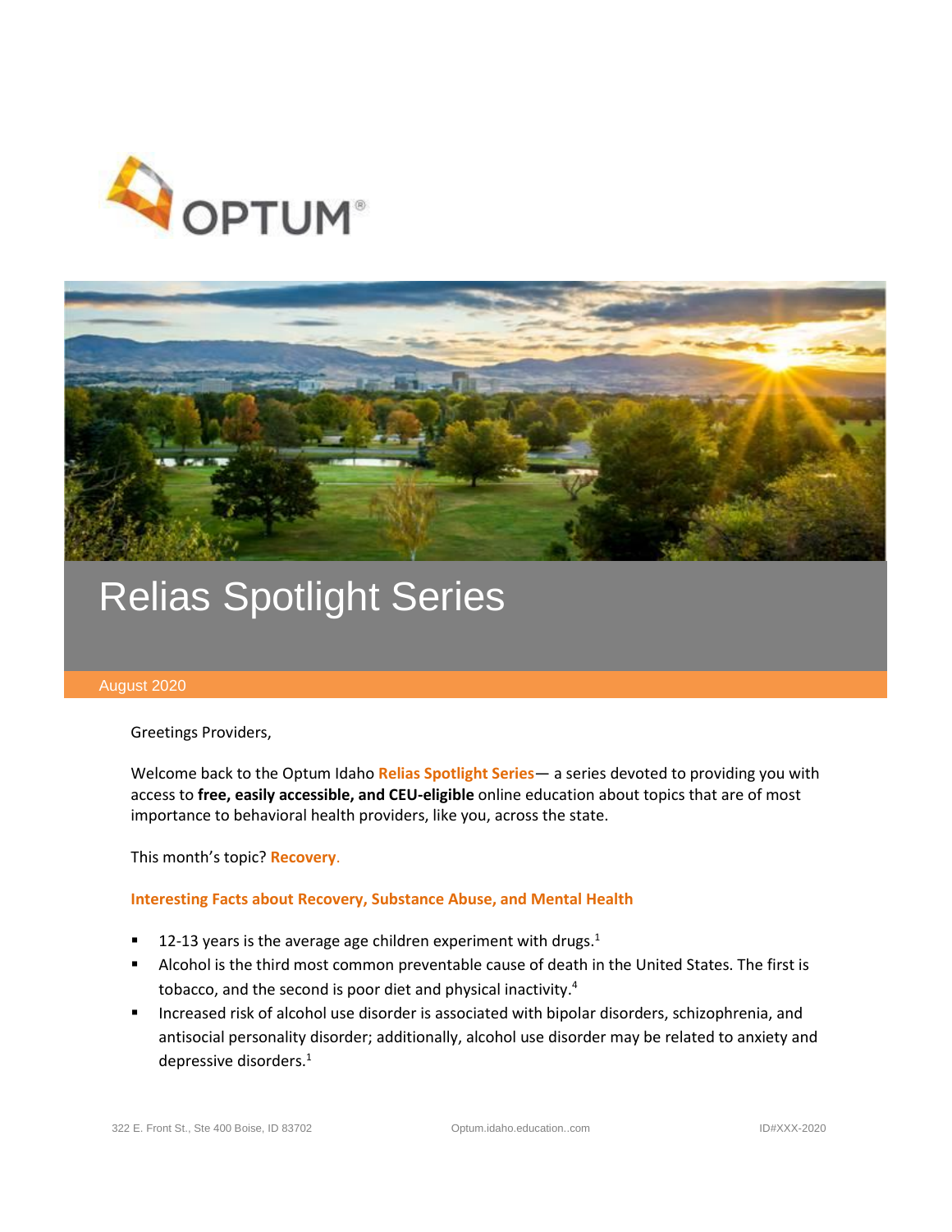# Relias Spotlight Series

August 2020

Greetings Providers,

Welcome back to the Optum Idaho **Relias Spotlight Series**— a series devoted to providing you with access to **free, easily accessible, and CEU-eligible** online education about topics that are of most importance to behavioral health providers, like you, across the state.

This month's topic? **Recovery**.

### Interesting Facts about Recovery, Substance Abuse, and Mental Health

- 12-13 years is the average age children experiment with drugs.[1]
- Alcohol is the third most common preventable cause of death in the United States. The first is tobacco, and the second is poor diet and physical inactivity.[4]
- Increased risk of alcohol use disorder is associated with bipolar disorders, schizophrenia, and antisocial personality disorder; additionally, alcohol use disorder may be related to anxiety and depressive disorders.[1]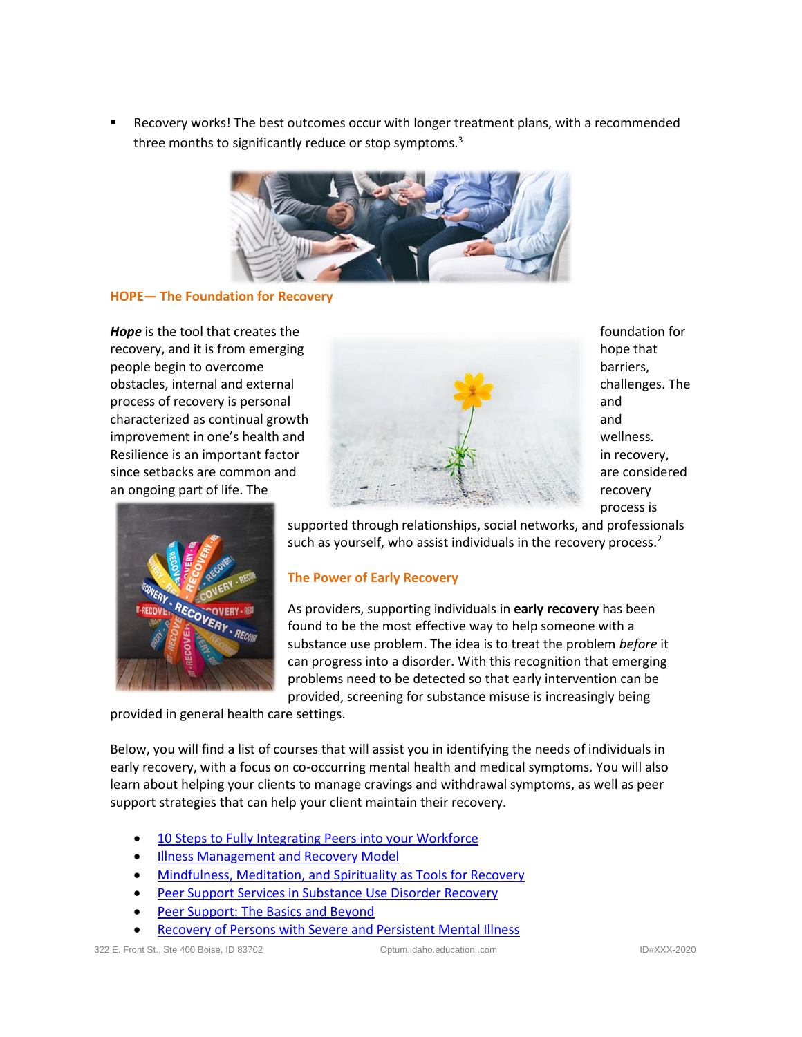- Recovery works! The best outcomes occur with longer treatment plans, with a recommended three months to significantly reduce or stop symptoms.[3]

## HOPE— The Foundation for Recovery

***Hope*** is the tool that creates the foundation for recovery, and it is from emerging hope that people begin to overcome barriers, obstacles, internal and external challenges. The process of recovery is personal and characterized as continual growth and improvement in one's health and wellness. Resilience is an important factor in recovery, since setbacks are common and are considered an ongoing part of life. The recovery process is supported through relationships, social networks, and professionals such as yourself, who assist individuals in the recovery process.[2]

## The Power of Early Recovery

As providers, supporting individuals in **early recovery** has been found to be the most effective way to help someone with a substance use problem. The idea is to treat the problem *before* it can progress into a disorder. With this recognition that emerging problems need to be detected so that early intervention can be provided, screening for substance misuse is increasingly being provided in general health care settings.

Below, you will find a list of courses that will assist you in identifying the needs of individuals in early recovery, with a focus on co-occurring mental health and medical symptoms. You will also learn about helping your clients to manage cravings and withdrawal symptoms, as well as peer support strategies that can help your client maintain their recovery.

- 10 Steps to Fully Integrating Peers into your Workforce
- Illness Management and Recovery Model
- Mindfulness, Meditation, and Spirituality as Tools for Recovery
- Peer Support Services in Substance Use Disorder Recovery
- Peer Support: The Basics and Beyond
- Recovery of Persons with Severe and Persistent Mental Illness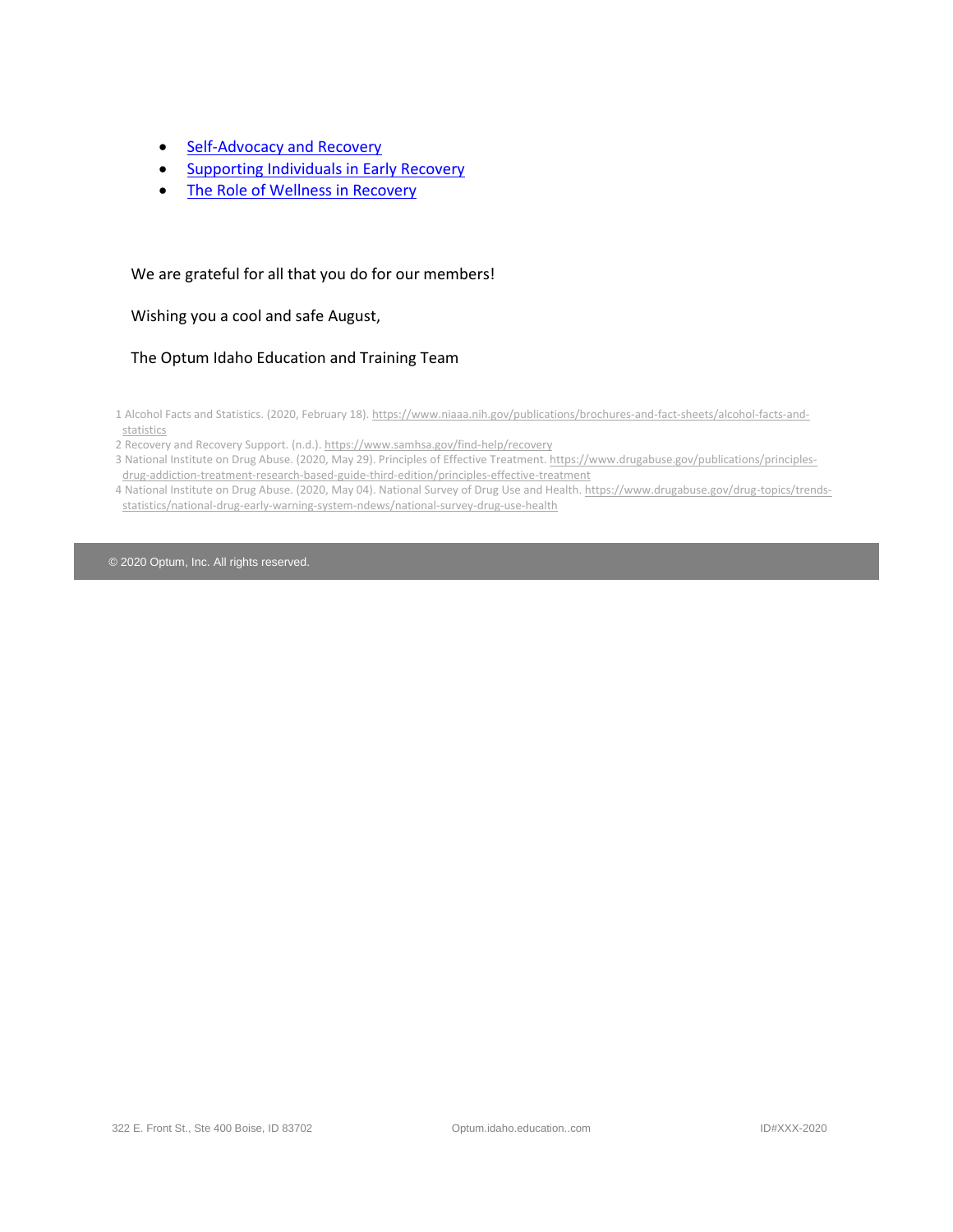- [Self-Advocacy and Recovery]
- [Supporting Individuals in Early Recovery]
- [The Role of Wellness in Recovery]

We are grateful for all that you do for our members!

Wishing you a cool and safe August,

The Optum Idaho Education and Training Team

1 Alcohol Facts and Statistics. (2020, February 18). https://www.niaaa.nih.gov/publications/brochures-and-fact-sheets/alcohol-facts-and-statistics

2 Recovery and Recovery Support. (n.d.). https://www.samhsa.gov/find-help/recovery

3 National Institute on Drug Abuse. (2020, May 29). Principles of Effective Treatment. https://www.drugabuse.gov/publications/principles-drug-addiction-treatment-research-based-guide-third-edition/principles-effective-treatment

4 National Institute on Drug Abuse. (2020, May 04). National Survey of Drug Use and Health. https://www.drugabuse.gov/drug-topics/trends-statistics/national-drug-early-warning-system-ndews/national-survey-drug-use-health

© 2020 Optum, Inc. All rights reserved.

322 E. Front St., Ste 400 Boise, ID 83702 | Optum.idaho.education..com | ID#XXX-2020